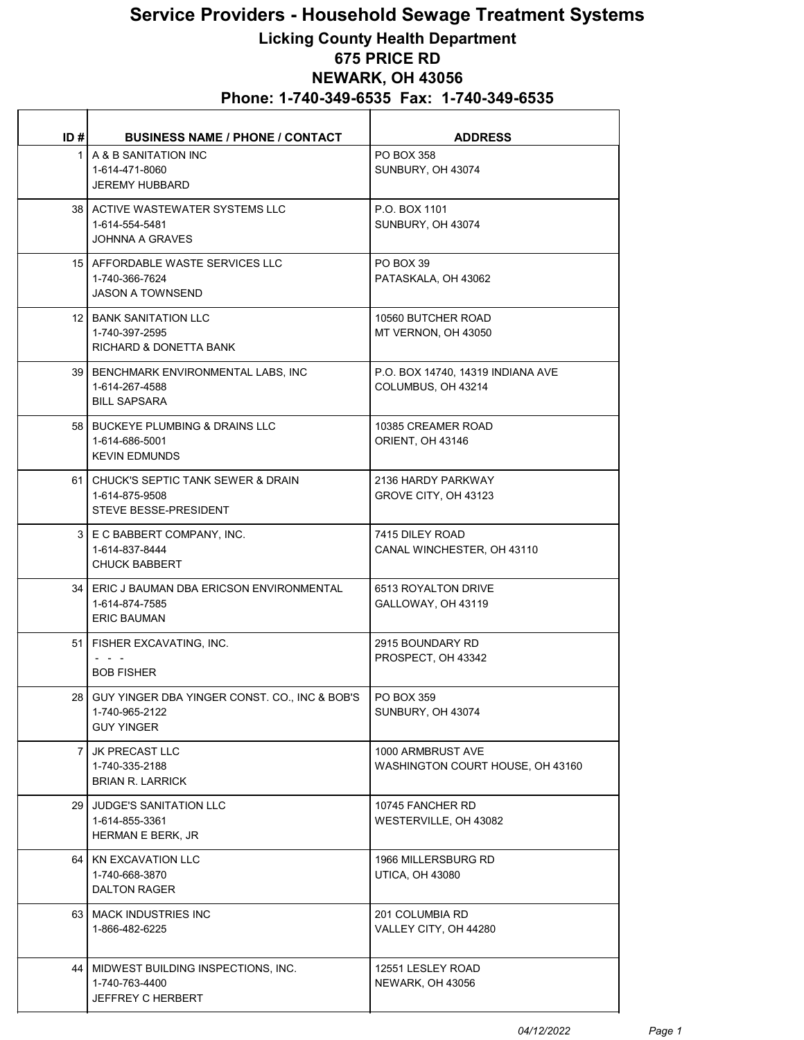# Service Providers - Household Sewage Treatment Systems

## Licking County Health Department

**675 PRICE RD**

**NEWARK, OH 43056**

**Phone: 1-740-349-6535  Fax:  1-740-349-6535**

| ID # | BUSINESS NAME / PHONE / CONTACT | ADDRESS |
|---|---|---|
| 1 | A & B SANITATION INC<br>1-614-471-8060<br>JEREMY HUBBARD | PO BOX 358<br>SUNBURY, OH 43074 |
| 38 | ACTIVE WASTEWATER SYSTEMS LLC<br>1-614-554-5481<br>JOHNNA A GRAVES | P.O. BOX 1101<br>SUNBURY, OH 43074 |
| 15 | AFFORDABLE WASTE SERVICES LLC<br>1-740-366-7624<br>JASON A TOWNSEND | PO BOX 39<br>PATASKALA, OH 43062 |
| 12 | BANK SANITATION LLC<br>1-740-397-2595<br>RICHARD & DONETTA BANK | 10560 BUTCHER ROAD<br>MT VERNON, OH 43050 |
| 39 | BENCHMARK ENVIRONMENTAL LABS, INC<br>1-614-267-4588<br>BILL SAPSARA | P.O. BOX 14740, 14319 INDIANA AVE<br>COLUMBUS, OH 43214 |
| 58 | BUCKEYE PLUMBING & DRAINS LLC<br>1-614-686-5001<br>KEVIN EDMUNDS | 10385 CREAMER ROAD<br>ORIENT, OH 43146 |
| 61 | CHUCK'S SEPTIC TANK SEWER & DRAIN<br>1-614-875-9508<br>STEVE BESSE-PRESIDENT | 2136 HARDY PARKWAY<br>GROVE CITY, OH 43123 |
| 3 | E C BABBERT COMPANY, INC.<br>1-614-837-8444<br>CHUCK BABBERT | 7415 DILEY ROAD<br>CANAL WINCHESTER, OH 43110 |
| 34 | ERIC J BAUMAN DBA ERICSON ENVIRONMENTAL<br>1-614-874-7585<br>ERIC BAUMAN | 6513 ROYALTON DRIVE<br>GALLOWAY, OH 43119 |
| 51 | FISHER EXCAVATING, INC.<br>- - -<br>BOB FISHER | 2915 BOUNDARY RD<br>PROSPECT, OH 43342 |
| 28 | GUY YINGER DBA YINGER CONST. CO., INC & BOB'S<br>1-740-965-2122<br>GUY YINGER | PO BOX 359<br>SUNBURY, OH 43074 |
| 7 | JK PRECAST LLC<br>1-740-335-2188<br>BRIAN R. LARRICK | 1000 ARMBRUST AVE<br>WASHINGTON COURT HOUSE, OH 43160 |
| 29 | JUDGE'S SANITATION LLC<br>1-614-855-3361<br>HERMAN E BERK, JR | 10745 FANCHER RD<br>WESTERVILLE, OH 43082 |
| 64 | KN EXCAVATION LLC<br>1-740-668-3870<br>DALTON RAGER | 1966 MILLERSBURG RD<br>UTICA, OH 43080 |
| 63 | MACK INDUSTRIES INC<br>1-866-482-6225 | 201 COLUMBIA RD<br>VALLEY CITY, OH 44280 |
| 44 | MIDWEST BUILDING INSPECTIONS, INC.<br>1-740-763-4400<br>JEFFREY C HERBERT | 12551 LESLEY ROAD<br>NEWARK, OH 43056 |

*04/12/2022*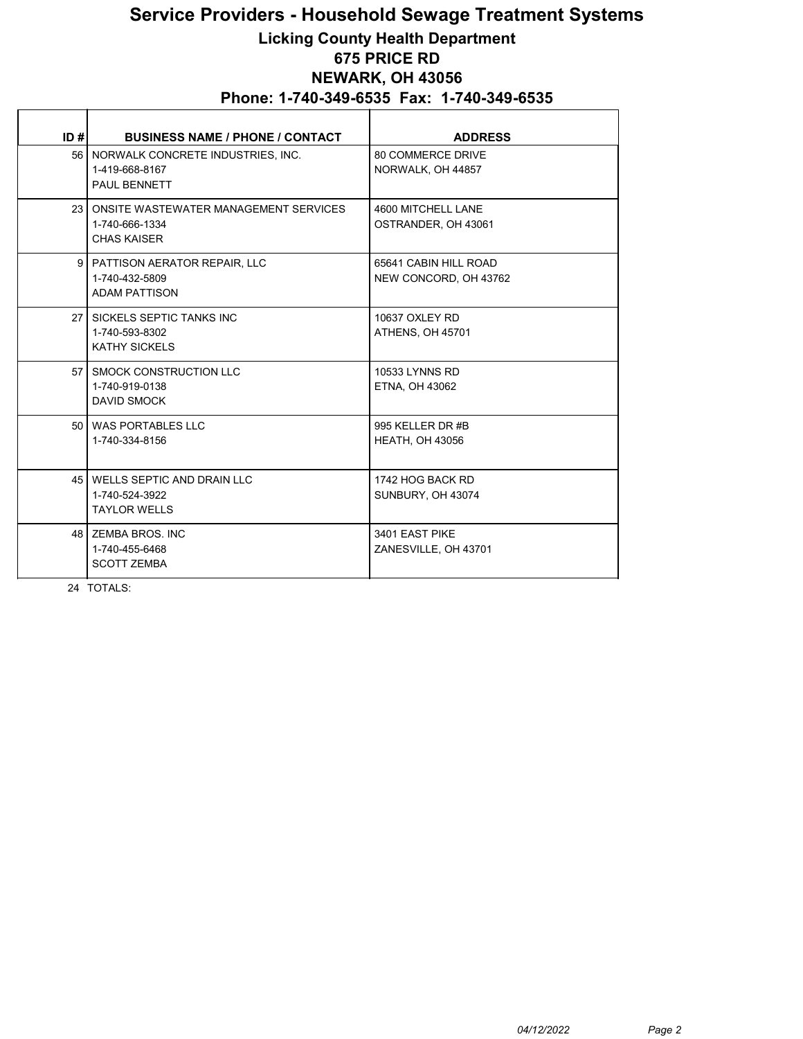# Service Providers - Household Sewage Treatment Systems

## Licking County Health Department

## 675 PRICE RD

## NEWARK, OH 43056

## Phone: 1-740-349-6535 Fax: 1-740-349-6535

| ID # | BUSINESS NAME / PHONE / CONTACT | ADDRESS |
|---|---|---|
| 56 | NORWALK CONCRETE INDUSTRIES, INC.<br>1-419-668-8167<br>PAUL BENNETT | 80 COMMERCE DRIVE<br>NORWALK, OH 44857 |
| 23 | ONSITE WASTEWATER MANAGEMENT SERVICES<br>1-740-666-1334<br>CHAS KAISER | 4600 MITCHELL LANE<br>OSTRANDER, OH 43061 |
| 9 | PATTISON AERATOR REPAIR, LLC<br>1-740-432-5809<br>ADAM PATTISON | 65641 CABIN HILL ROAD<br>NEW CONCORD, OH 43762 |
| 27 | SICKELS SEPTIC TANKS INC<br>1-740-593-8302<br>KATHY SICKELS | 10637 OXLEY RD<br>ATHENS, OH 45701 |
| 57 | SMOCK CONSTRUCTION LLC<br>1-740-919-0138<br>DAVID SMOCK | 10533 LYNNS RD<br>ETNA, OH 43062 |
| 50 | WAS PORTABLES LLC<br>1-740-334-8156 | 995 KELLER DR #B<br>HEATH, OH 43056 |
| 45 | WELLS SEPTIC AND DRAIN LLC<br>1-740-524-3922<br>TAYLOR WELLS | 1742 HOG BACK RD<br>SUNBURY, OH 43074 |
| 48 | ZEMBA BROS. INC<br>1-740-455-6468<br>SCOTT ZEMBA | 3401 EAST PIKE<br>ZANESVILLE, OH 43701 |

24 TOTALS:

*04/12/2022*